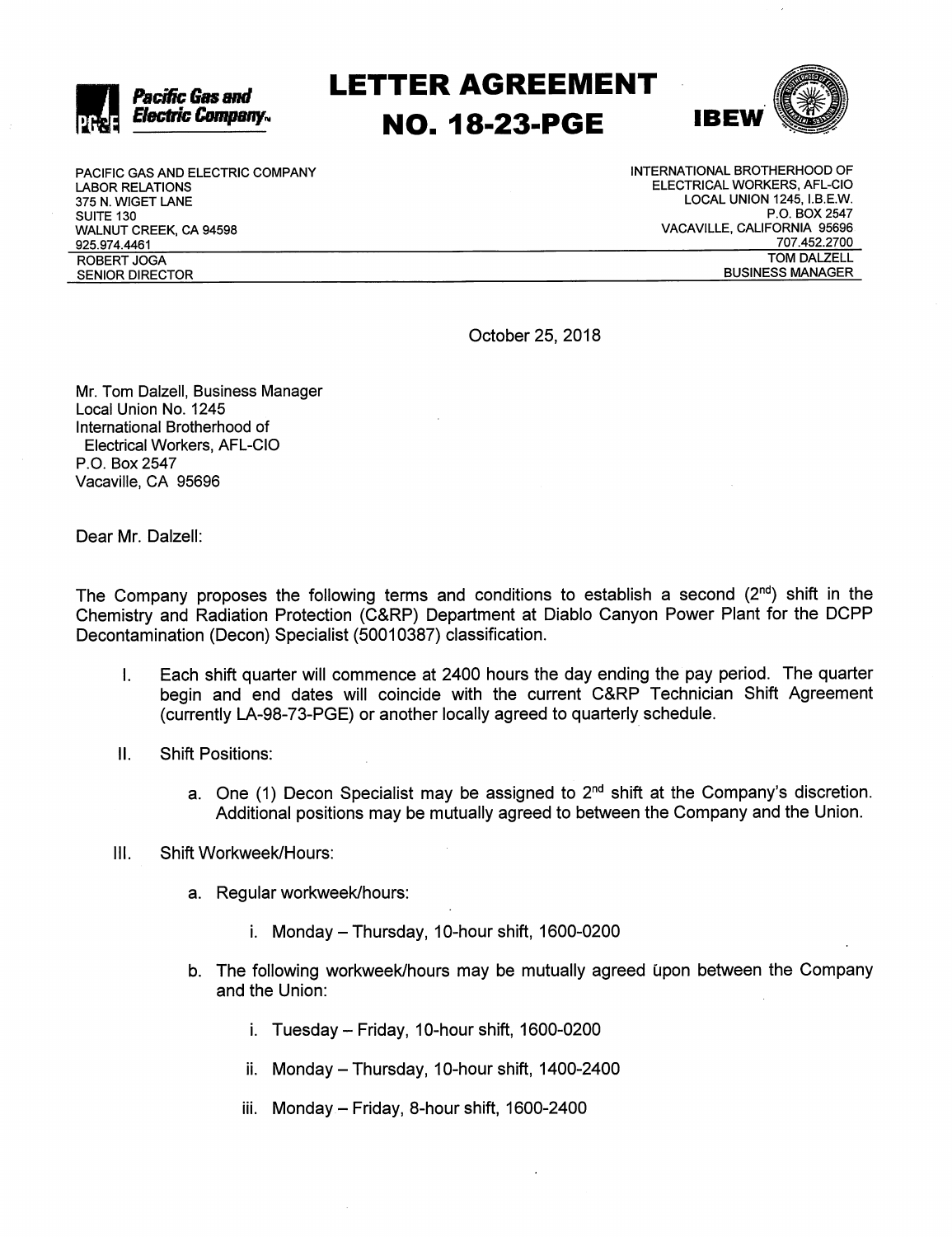**Pacific Gas and Electric Company**

# LETTER AGREEMENT NO. 18-23-PGE

**IBEW**

PACIFIC GAS AND ELECTRIC COMPANY
LABOR RELATIONS
375 N. WIGET LANE
SUITE 130
WALNUT CREEK, CA 94598
925.974.4461
ROBERT JOGA
SENIOR DIRECTOR

INTERNATIONAL BROTHERHOOD OF
ELECTRICAL WORKERS, AFL-CIO
LOCAL UNION 1245, I.B.E.W.
P.O. BOX 2547
VACAVILLE, CALIFORNIA 95696
707.452.2700
TOM DALZELL
BUSINESS MANAGER

October 25, 2018

Mr. Tom Dalzell, Business Manager
Local Union No. 1245
International Brotherhood of
Electrical Workers, AFL-CIO
P.O. Box 2547
Vacaville, CA 95696

Dear Mr. Dalzell:

The Company proposes the following terms and conditions to establish a second (2nd) shift in the Chemistry and Radiation Protection (C&RP) Department at Diablo Canyon Power Plant for the DCPP Decontamination (Decon) Specialist (50010387) classification.

I. Each shift quarter will commence at 2400 hours the day ending the pay period. The quarter begin and end dates will coincide with the current C&RP Technician Shift Agreement (currently LA-98-73-PGE) or another locally agreed to quarterly schedule.

II. Shift Positions:

   a. One (1) Decon Specialist may be assigned to 2nd shift at the Company's discretion. Additional positions may be mutually agreed to between the Company and the Union.

III. Shift Workweek/Hours:

   a. Regular workweek/hours:

      i. Monday – Thursday, 10-hour shift, 1600-0200

   b. The following workweek/hours may be mutually agreed upon between the Company and the Union:

      i. Tuesday – Friday, 10-hour shift, 1600-0200

      ii. Monday – Thursday, 10-hour shift, 1400-2400

      iii. Monday – Friday, 8-hour shift, 1600-2400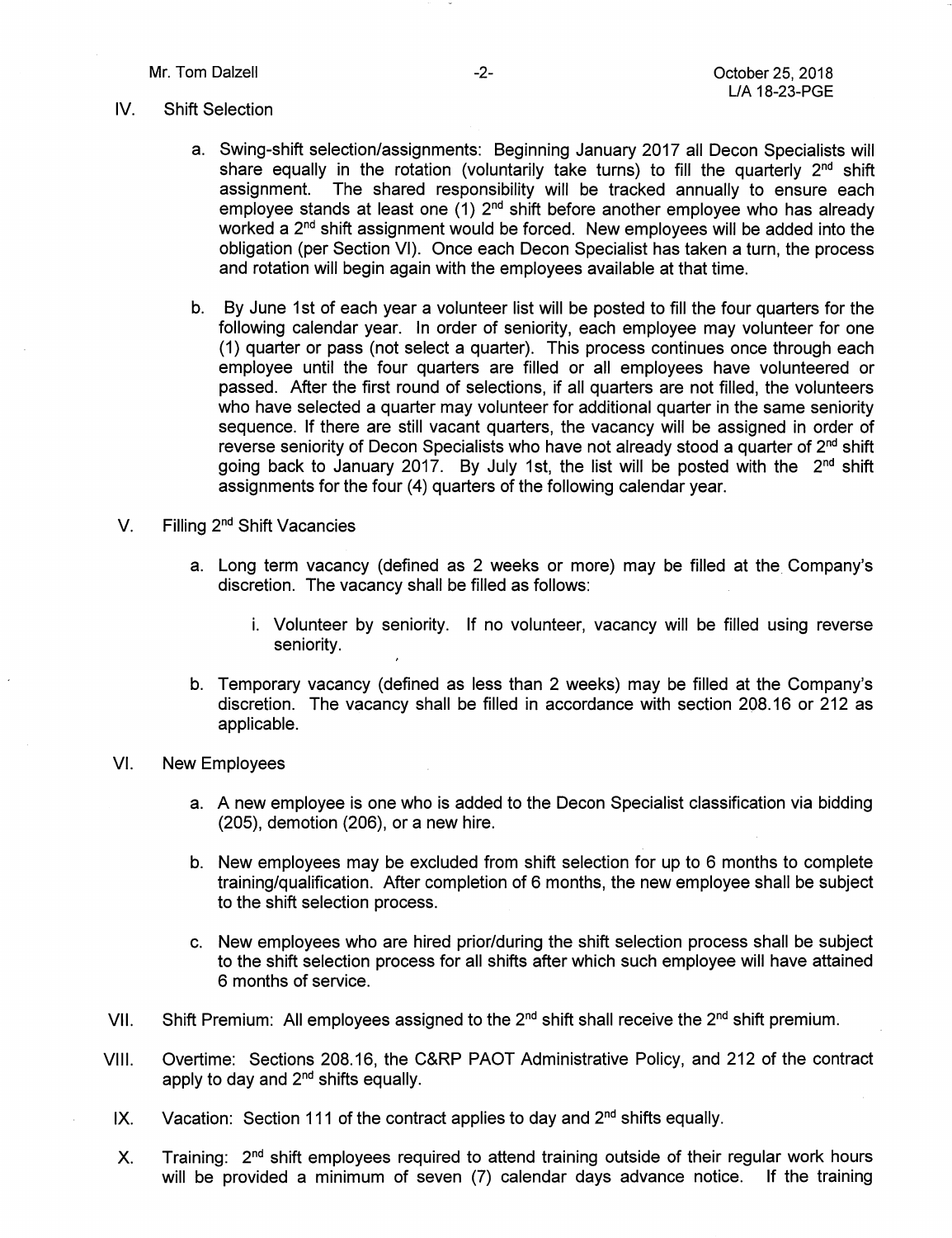IV. Shift Selection

   a. Swing-shift selection/assignments: Beginning January 2017 all Decon Specialists will share equally in the rotation (voluntarily take turns) to fill the quarterly 2nd shift assignment. The shared responsibility will be tracked annually to ensure each employee stands at least one (1) 2nd shift before another employee who has already worked a 2nd shift assignment would be forced. New employees will be added into the obligation (per Section VI). Once each Decon Specialist has taken a turn, the process and rotation will begin again with the employees available at that time.

   b. By June 1st of each year a volunteer list will be posted to fill the four quarters for the following calendar year. In order of seniority, each employee may volunteer for one (1) quarter or pass (not select a quarter). This process continues once through each employee until the four quarters are filled or all employees have volunteered or passed. After the first round of selections, if all quarters are not filled, the volunteers who have selected a quarter may volunteer for additional quarter in the same seniority sequence. If there are still vacant quarters, the vacancy will be assigned in order of reverse seniority of Decon Specialists who have not already stood a quarter of 2nd shift going back to January 2017. By July 1st, the list will be posted with the 2nd shift assignments for the four (4) quarters of the following calendar year.

V. Filling 2nd Shift Vacancies

   a. Long term vacancy (defined as 2 weeks or more) may be filled at the Company's discretion. The vacancy shall be filled as follows:

      i. Volunteer by seniority. If no volunteer, vacancy will be filled using reverse seniority.

   b. Temporary vacancy (defined as less than 2 weeks) may be filled at the Company's discretion. The vacancy shall be filled in accordance with section 208.16 or 212 as applicable.

VI. New Employees

   a. A new employee is one who is added to the Decon Specialist classification via bidding (205), demotion (206), or a new hire.

   b. New employees may be excluded from shift selection for up to 6 months to complete training/qualification. After completion of 6 months, the new employee shall be subject to the shift selection process.

   c. New employees who are hired prior/during the shift selection process shall be subject to the shift selection process for all shifts after which such employee will have attained 6 months of service.

VII. Shift Premium: All employees assigned to the 2nd shift shall receive the 2nd shift premium.

VIII. Overtime: Sections 208.16, the C&RP PAOT Administrative Policy, and 212 of the contract apply to day and 2nd shifts equally.

IX. Vacation: Section 111 of the contract applies to day and 2nd shifts equally.

X. Training: 2nd shift employees required to attend training outside of their regular work hours will be provided a minimum of seven (7) calendar days advance notice. If the training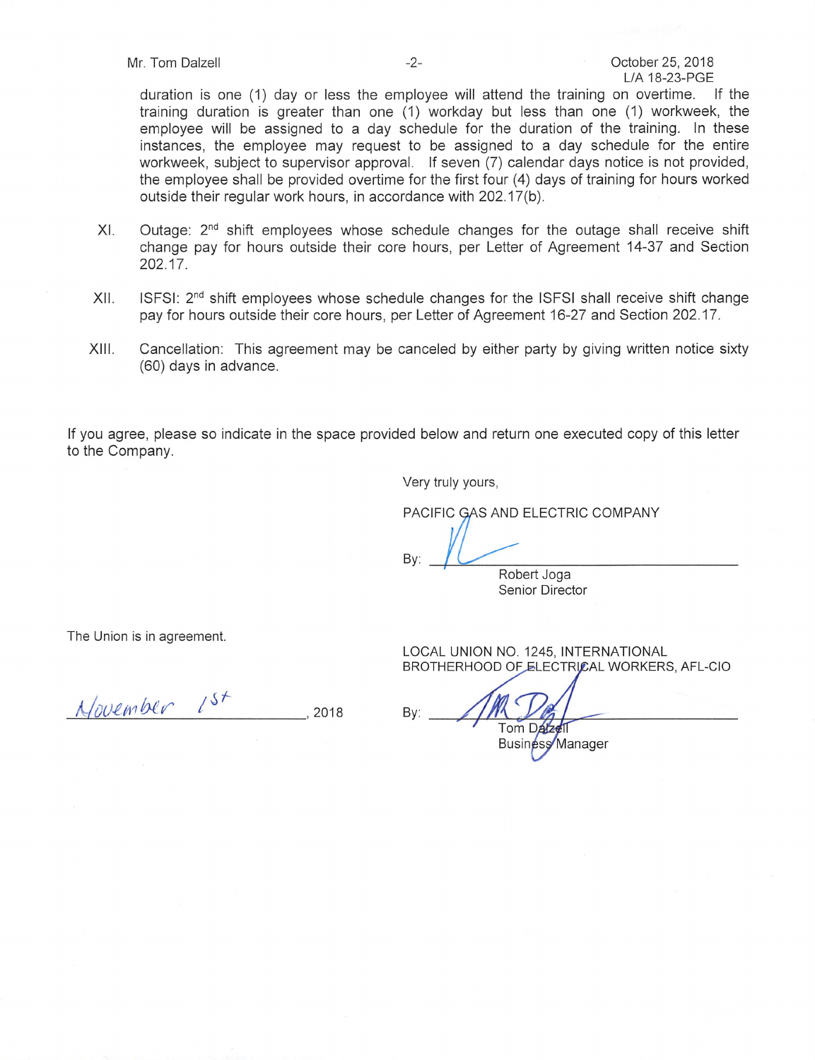duration is one (1) day or less the employee will attend the training on overtime. If the training duration is greater than one (1) workday but less than one (1) workweek, the employee will be assigned to a day schedule for the duration of the training. In these instances, the employee may request to be assigned to a day schedule for the entire workweek, subject to supervisor approval. If seven (7) calendar days notice is not provided, the employee shall be provided overtime for the first four (4) days of training for hours worked outside their regular work hours, in accordance with 202.17(b).

XI. Outage: 2nd shift employees whose schedule changes for the outage shall receive shift change pay for hours outside their core hours, per Letter of Agreement 14-37 and Section 202.17.

XII. ISFSI: 2nd shift employees whose schedule changes for the ISFSI shall receive shift change pay for hours outside their core hours, per Letter of Agreement 16-27 and Section 202.17.

XIII. Cancellation: This agreement may be canceled by either party by giving written notice sixty (60) days in advance.

If you agree, please so indicate in the space provided below and return one executed copy of this letter to the Company.

Very truly yours,

PACIFIC GAS AND ELECTRIC COMPANY

By: ________________________________
Robert Joga
Senior Director

The Union is in agreement.

November 1st, 2018

LOCAL UNION NO. 1245, INTERNATIONAL BROTHERHOOD OF ELECTRICAL WORKERS, AFL-CIO

By: ________________________________
Tom Dalzell
Business Manager